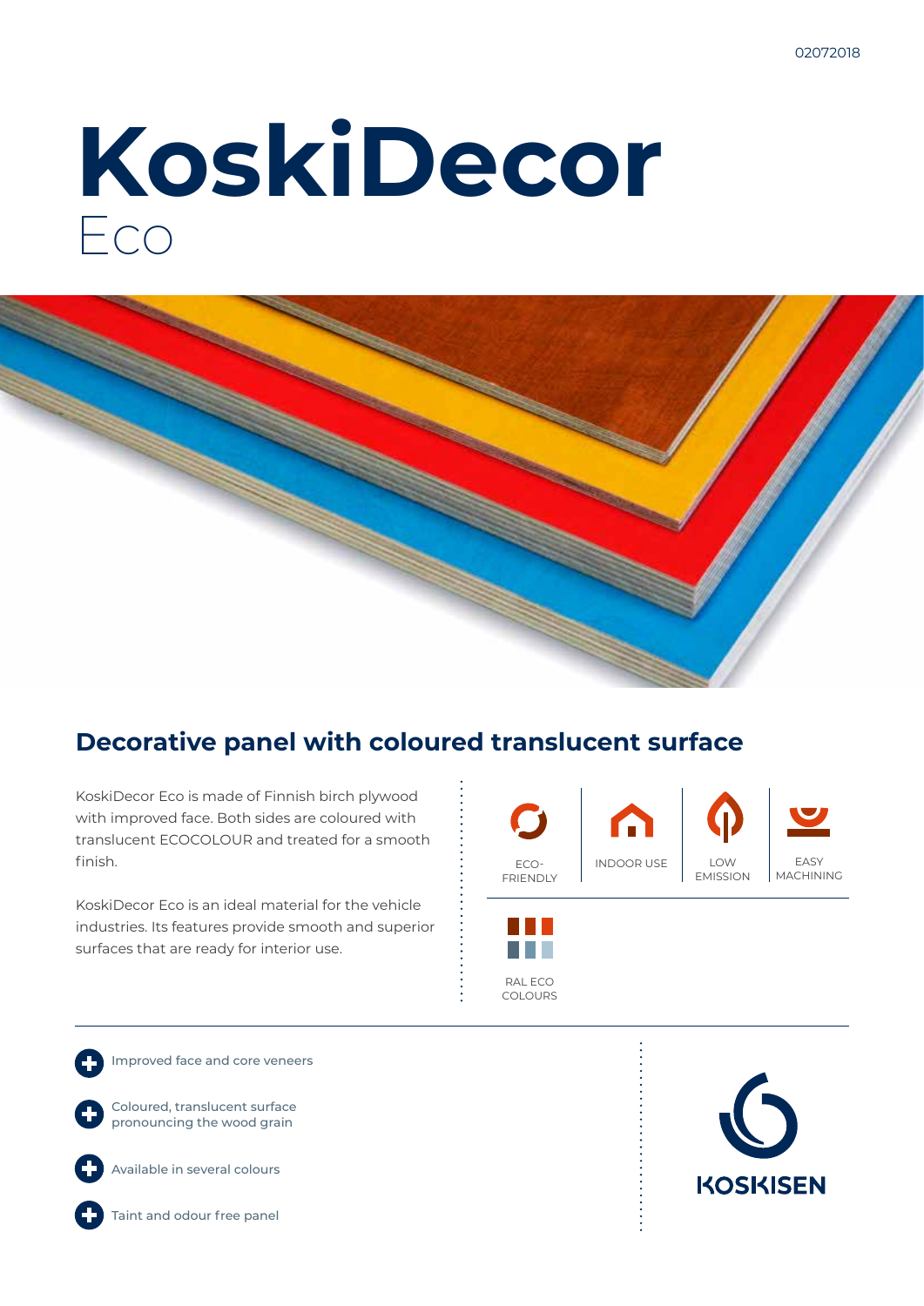02072018

# KoskiDecor

Eco

## Decorative panel with coloured translucent surface

KoskiDecor Eco is made of Finnish birch plywood with improved face. Both sides are coloured with translucent ECOCOLOUR and treated for a smooth finish.

KoskiDecor Eco is an ideal material for the vehicle industries. Its features provide smooth and superior surfaces that are ready for interior use.

ECO-FRIENDLY

INDOOR USE

LOW EMISSION

EASY MACHINING

RAL ECO COLOURS

- Improved face and core veneers
- Coloured, translucent surface pronouncing the wood grain
- Available in several colours
- Taint and odour free panel

KOSKISEN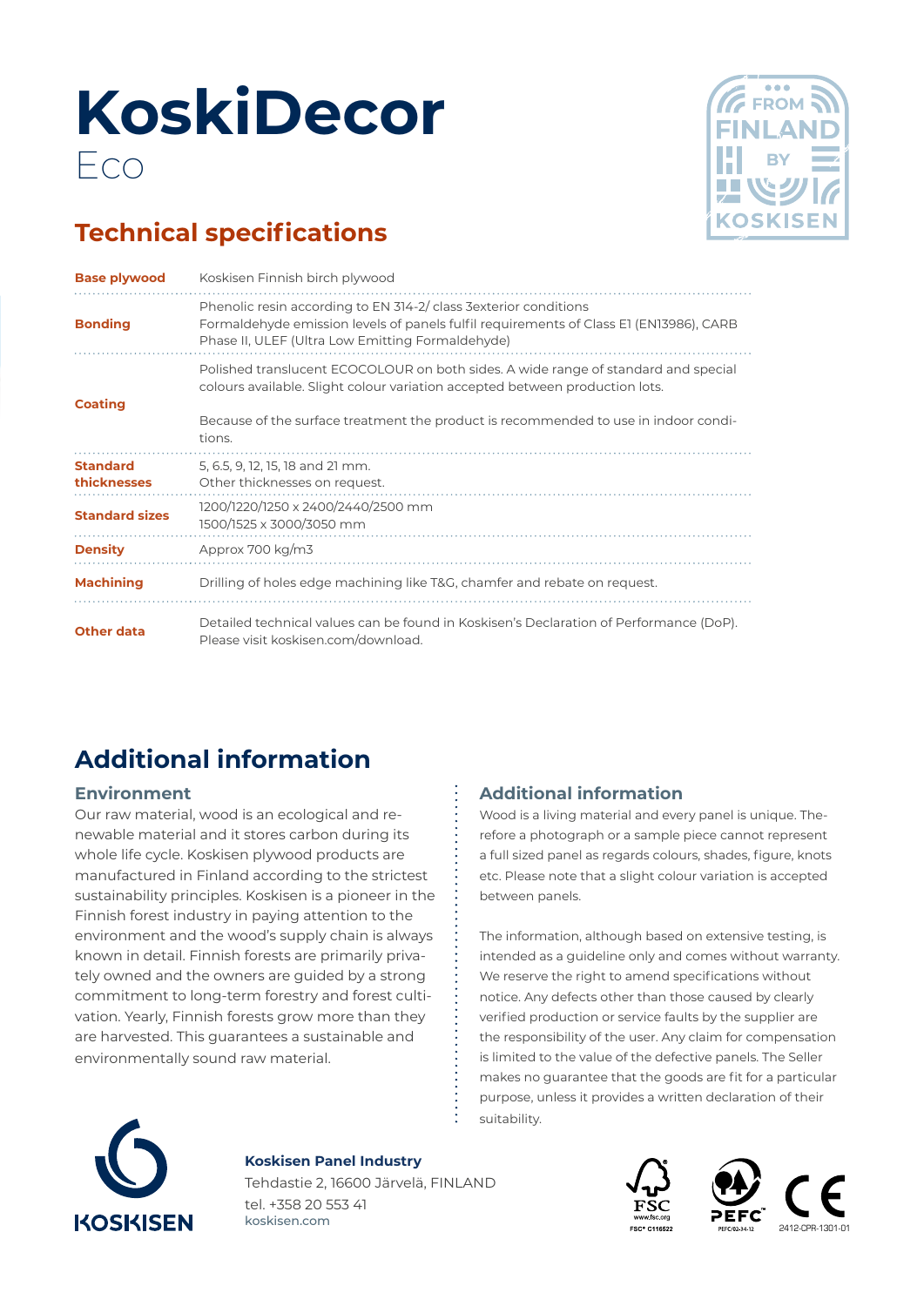# KoskiDecor

Eco

## Technical specifications

| | |
|---|---|
| **Base plywood** | Koskisen Finnish birch plywood |
| **Bonding** | Phenolic resin according to EN 314-2/ class 3exterior conditions<br>Formaldehyde emission levels of panels fulfil requirements of Class E1 (EN13986), CARB Phase II, ULEF (Ultra Low Emitting Formaldehyde) |
| **Coating** | Polished translucent ECOCOLOUR on both sides. A wide range of standard and special colours available. Slight colour variation accepted between production lots.<br><br>Because of the surface treatment the product is recommended to use in indoor conditions. |
| **Standard thicknesses** | 5, 6.5, 9, 12, 15, 18 and 21 mm.<br>Other thicknesses on request. |
| **Standard sizes** | 1200/1220/1250 x 2400/2440/2500 mm<br>1500/1525 x 3000/3050 mm |
| **Density** | Approx 700 kg/m3 |
| **Machining** | Drilling of holes edge machining like T&G, chamfer and rebate on request. |
| **Other data** | Detailed technical values can be found in Koskisen's Declaration of Performance (DoP).<br>Please visit koskisen.com/download. |

## Additional information

### Environment

Our raw material, wood is an ecological and renewable material and it stores carbon during its whole life cycle. Koskisen plywood products are manufactured in Finland according to the strictest sustainability principles. Koskisen is a pioneer in the Finnish forest industry in paying attention to the environment and the wood's supply chain is always known in detail. Finnish forests are primarily privately owned and the owners are guided by a strong commitment to long-term forestry and forest cultivation. Yearly, Finnish forests grow more than they are harvested. This guarantees a sustainable and environmentally sound raw material.

### Additional information

Wood is a living material and every panel is unique. Therefore a photograph or a sample piece cannot represent a full sized panel as regards colours, shades, figure, knots etc. Please note that a slight colour variation is accepted between panels.

The information, although based on extensive testing, is intended as a guideline only and comes without warranty. We reserve the right to amend specifications without notice. Any defects other than those caused by clearly verified production or service faults by the supplier are the responsibility of the user. Any claim for compensation is limited to the value of the defective panels. The Seller makes no guarantee that the goods are fit for a particular purpose, unless it provides a written declaration of their suitability.

**Koskisen Panel Industry**
Tehdastie 2, 16600 Järvelä, FINLAND
tel. +358 20 553 41
koskisen.com

FSC® C116522
PEFC/02-34-12
2412-CPR-1301-D1